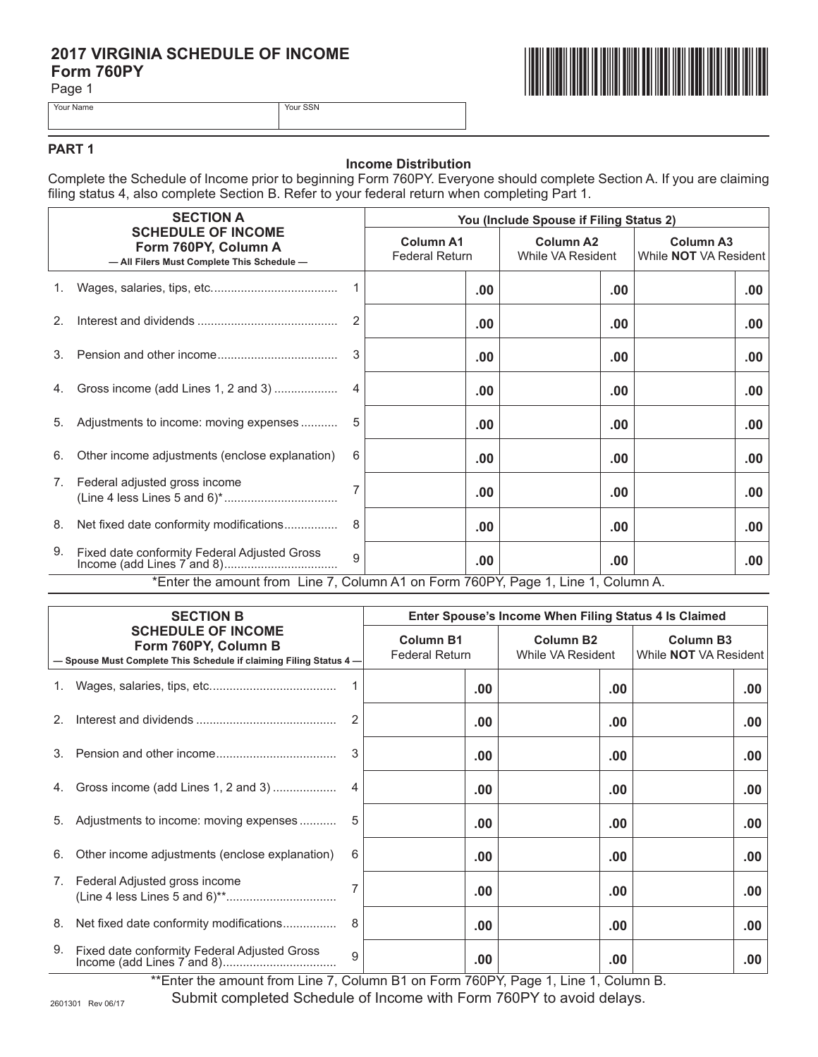# 2017 VIRGINIA SCHEDULE OF INCOME
## Form 760PY

Page 1

| Your Name | Your SSN |
|---|---|
| | |

## PART 1

### Income Distribution

Complete the Schedule of Income prior to beginning Form 760PY. Everyone should complete Section A. If you are claiming filing status 4, also complete Section B. Refer to your federal return when completing Part 1.

| SECTION A SCHEDULE OF INCOME Form 760PY, Column A — All Filers Must Complete This Schedule — | | You (Include Spouse if Filing Status 2) | | |
|---|---|---|---|---|
| | | Column A1 Federal Return | Column A2 While VA Resident | Column A3 While **NOT** VA Resident |
| 1. Wages, salaries, tips, etc. | 1 | .00 | .00 | .00 |
| 2. Interest and dividends | 2 | .00 | .00 | .00 |
| 3. Pension and other income | 3 | .00 | .00 | .00 |
| 4. Gross income (add Lines 1, 2 and 3) | 4 | .00 | .00 | .00 |
| 5. Adjustments to income: moving expenses | 5 | .00 | .00 | .00 |
| 6. Other income adjustments (enclose explanation) | 6 | .00 | .00 | .00 |
| 7. Federal adjusted gross income (Line 4 less Lines 5 and 6)* | 7 | .00 | .00 | .00 |
| 8. Net fixed date conformity modifications | 8 | .00 | .00 | .00 |
| 9. Fixed date conformity Federal Adjusted Gross Income (add Lines 7 and 8) | 9 | .00 | .00 | .00 |

*Enter the amount from Line 7, Column A1 on Form 760PY, Page 1, Line 1, Column A.

| SECTION B SCHEDULE OF INCOME Form 760PY, Column B — Spouse Must Complete This Schedule if claiming Filing Status 4 — | | Enter Spouse's Income When Filing Status 4 Is Claimed | | |
|---|---|---|---|---|
| | | Column B1 Federal Return | Column B2 While VA Resident | Column B3 While **NOT** VA Resident |
| 1. Wages, salaries, tips, etc. | 1 | .00 | .00 | .00 |
| 2. Interest and dividends | 2 | .00 | .00 | .00 |
| 3. Pension and other income | 3 | .00 | .00 | .00 |
| 4. Gross income (add Lines 1, 2 and 3) | 4 | .00 | .00 | .00 |
| 5. Adjustments to income: moving expenses | 5 | .00 | .00 | .00 |
| 6. Other income adjustments (enclose explanation) | 6 | .00 | .00 | .00 |
| 7. Federal Adjusted gross income (Line 4 less Lines 5 and 6)** | 7 | .00 | .00 | .00 |
| 8. Net fixed date conformity modifications | 8 | .00 | .00 | .00 |
| 9. Fixed date conformity Federal Adjusted Gross Income (add Lines 7 and 8) | 9 | .00 | .00 | .00 |

**Enter the amount from Line 7, Column B1 on Form 760PY, Page 1, Line 1, Column B.

Submit completed Schedule of Income with Form 760PY to avoid delays.

2601301 Rev 06/17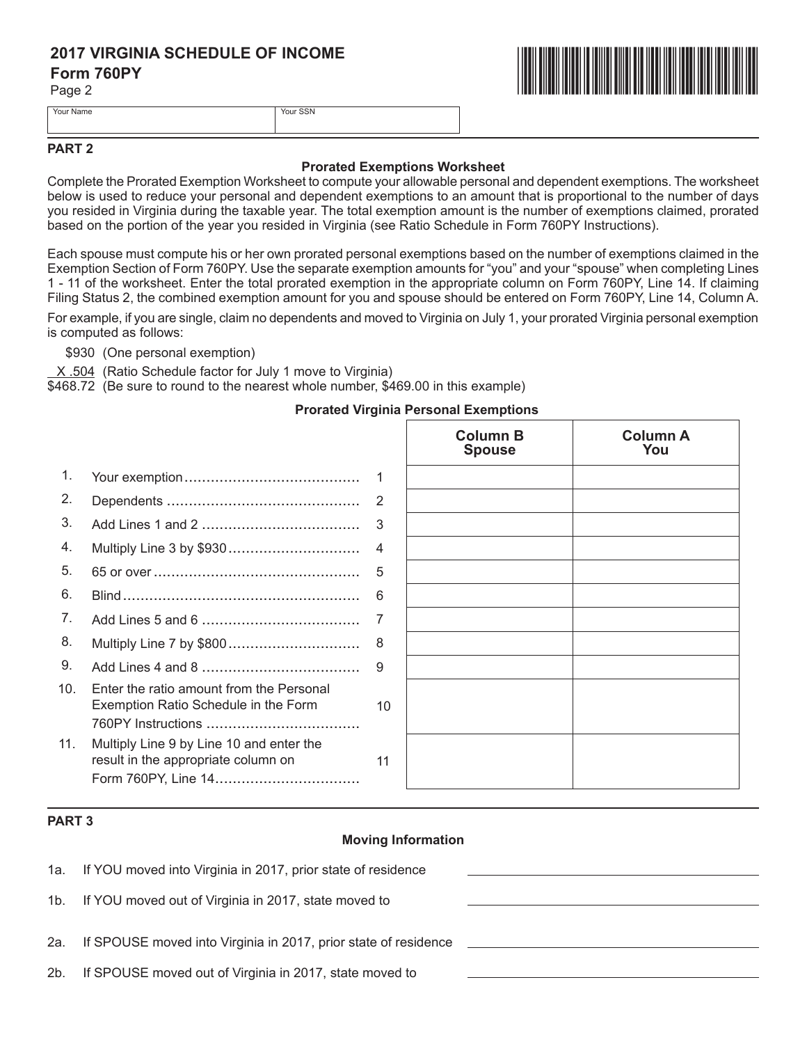# 2017 VIRGINIA SCHEDULE OF INCOME

**Form 760PY**

Page 2

| Your Name | Your SSN |
|---|---|
| | |

## PART 2

### Prorated Exemptions Worksheet

Complete the Prorated Exemption Worksheet to compute your allowable personal and dependent exemptions. The worksheet below is used to reduce your personal and dependent exemptions to an amount that is proportional to the number of days you resided in Virginia during the taxable year. The total exemption amount is the number of exemptions claimed, prorated based on the portion of the year you resided in Virginia (see Ratio Schedule in Form 760PY Instructions).

Each spouse must compute his or her own prorated personal exemptions based on the number of exemptions claimed in the Exemption Section of Form 760PY. Use the separate exemption amounts for "you" and your "spouse" when completing Lines 1 - 11 of the worksheet. Enter the total prorated exemption in the appropriate column on Form 760PY, Line 14. If claiming Filing Status 2, the combined exemption amount for you and spouse should be entered on Form 760PY, Line 14, Column A.

For example, if you are single, claim no dependents and moved to Virginia on July 1, your prorated Virginia personal exemption is computed as follows:

$930 (One personal exemption)

X .504 (Ratio Schedule factor for July 1 move to Virginia)

$468.72 (Be sure to round to the nearest whole number, $469.00 in this example)

### Prorated Virginia Personal Exemptions

| | | | Column B Spouse | Column A You |
|---|---|---|---|---|
| 1. | Your exemption | 1 | | |
| 2. | Dependents | 2 | | |
| 3. | Add Lines 1 and 2 | 3 | | |
| 4. | Multiply Line 3 by $930 | 4 | | |
| 5. | 65 or over | 5 | | |
| 6. | Blind | 6 | | |
| 7. | Add Lines 5 and 6 | 7 | | |
| 8. | Multiply Line 7 by $800 | 8 | | |
| 9. | Add Lines 4 and 8 | 9 | | |
| 10. | Enter the ratio amount from the Personal Exemption Ratio Schedule in the Form 760PY Instructions | 10 | | |
| 11. | Multiply Line 9 by Line 10 and enter the result in the appropriate column on Form 760PY, Line 14 | 11 | | |

## PART 3

### Moving Information

1a. If YOU moved into Virginia in 2017, prior state of residence \_\_\_\_\_\_\_\_\_\_\_\_\_\_\_\_

1b. If YOU moved out of Virginia in 2017, state moved to \_\_\_\_\_\_\_\_\_\_\_\_\_\_\_\_

2a. If SPOUSE moved into Virginia in 2017, prior state of residence \_\_\_\_\_\_\_\_\_\_\_\_\_\_\_\_

2b. If SPOUSE moved out of Virginia in 2017, state moved to \_\_\_\_\_\_\_\_\_\_\_\_\_\_\_\_